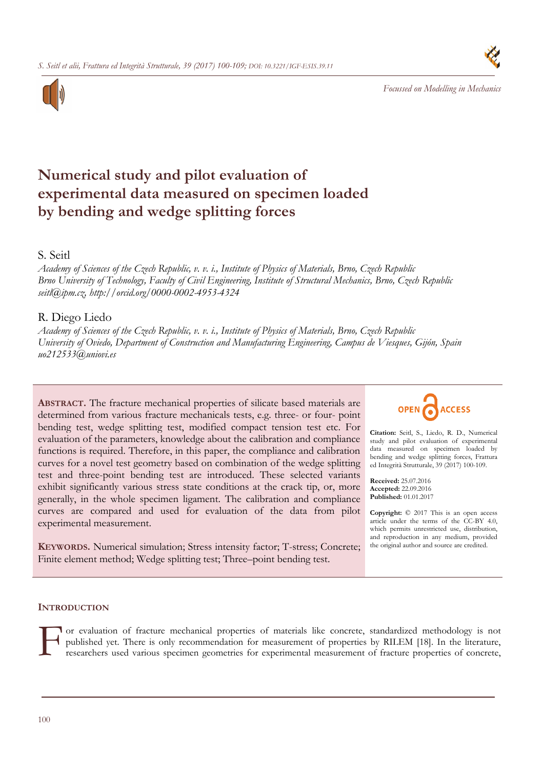Focussed on Modelling in Mechanics

# Numerical study and pilot evaluation of experimental data measured on specimen loaded by bending and wedge splitting forces

S. Seitl

*Academy of Sciences of the Czech Republic, v. v. i., Institute of Physics of Materials, Brno, Czech Republic*
*Brno University of Technology, Faculty of Civil Engineering, Institute of Structural Mechanics, Brno, Czech Republic*
*seitl@ipm.cz, http://orcid.org/0000-0002-4953-4324*

R. Diego Liedo

*Academy of Sciences of the Czech Republic, v. v. i., Institute of Physics of Materials, Brno, Czech Republic*
*University of Oviedo, Department of Construction and Manufacturing Engineering, Campus de Viesques, Gijón, Spain*
*uo212533@uniovi.es*

**ABSTRACT.** The fracture mechanical properties of silicate based materials are determined from various fracture mechanicals tests, e.g. three- or four- point bending test, wedge splitting test, modified compact tension test etc. For evaluation of the parameters, knowledge about the calibration and compliance functions is required. Therefore, in this paper, the compliance and calibration curves for a novel test geometry based on combination of the wedge splitting test and three-point bending test are introduced. These selected variants exhibit significantly various stress state conditions at the crack tip, or, more generally, in the whole specimen ligament. The calibration and compliance curves are compared and used for evaluation of the data from pilot experimental measurement.

**KEYWORDS.** Numerical simulation; Stress intensity factor; T-stress; Concrete; Finite element method; Wedge splitting test; Three–point bending test.

OPEN ACCESS

**Citation:** Seitl, S., Liedo, R. D., Numerical study and pilot evaluation of experimental data measured on specimen loaded by bending and wedge splitting forces, Frattura ed Integrità Strutturale, 39 (2017) 100-109.

**Received:** 25.07.2016
**Accepted:** 22.09.2016
**Published:** 01.01.2017

**Copyright:** © 2017 This is an open access article under the terms of the CC-BY 4.0, which permits unrestricted use, distribution, and reproduction in any medium, provided the original author and source are credited.

## INTRODUCTION

For evaluation of fracture mechanical properties of materials like concrete, standardized methodology is not published yet. There is only recommendation for measurement of properties by RILEM [18]. In the literature, researchers used various specimen geometries for experimental measurement of fracture properties of concrete,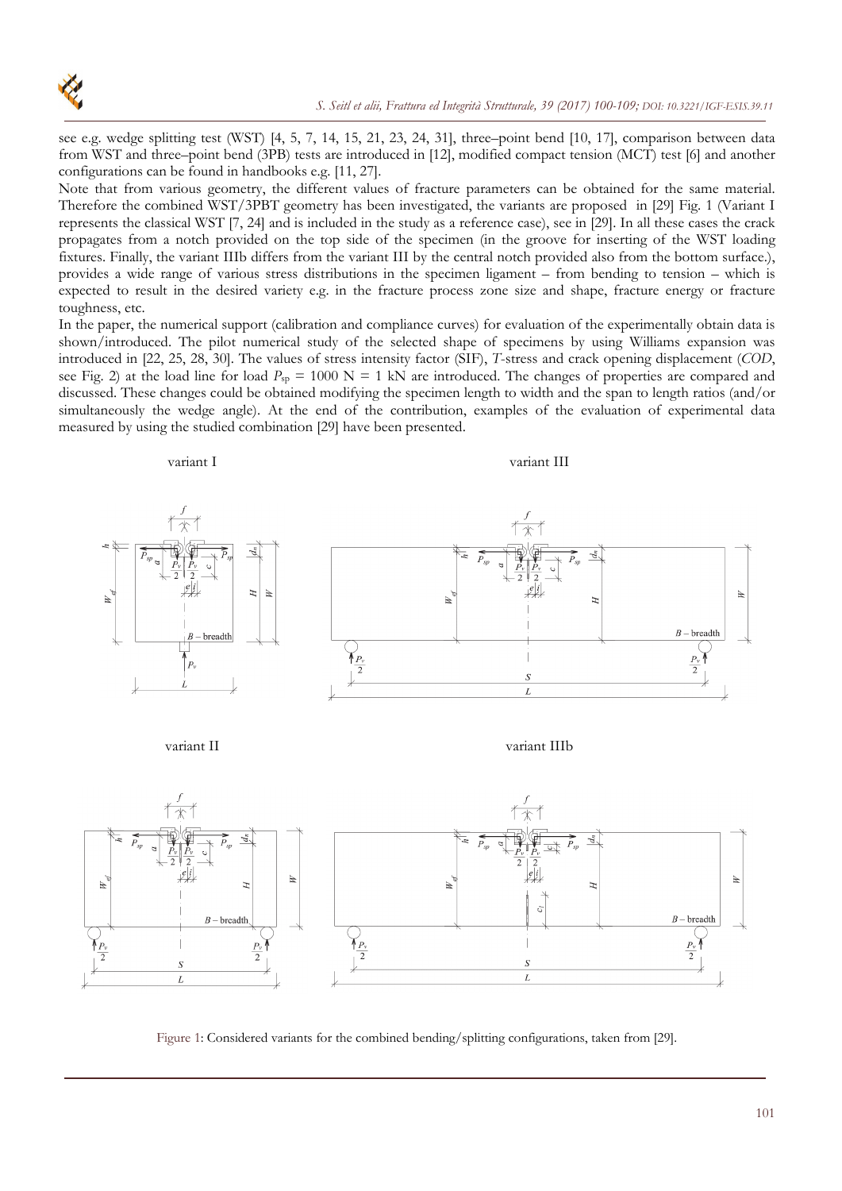see e.g. wedge splitting test (WST) [4, 5, 7, 14, 15, 21, 23, 24, 31], three–point bend [10, 17], comparison between data from WST and three–point bend (3PB) tests are introduced in [12], modified compact tension (MCT) test [6] and another configurations can be found in handbooks e.g. [11, 27].

Note that from various geometry, the different values of fracture parameters can be obtained for the same material. Therefore the combined WST/3PBT geometry has been investigated, the variants are proposed in [29] Fig. 1 (Variant I represents the classical WST [7, 24] and is included in the study as a reference case), see in [29]. In all these cases the crack propagates from a notch provided on the top side of the specimen (in the groove for inserting of the WST loading fixtures. Finally, the variant IIIb differs from the variant III by the central notch provided also from the bottom surface.), provides a wide range of various stress distributions in the specimen ligament – from bending to tension – which is expected to result in the desired variety e.g. in the fracture process zone size and shape, fracture energy or fracture toughness, etc.

In the paper, the numerical support (calibration and compliance curves) for evaluation of the experimentally obtain data is shown/introduced. The pilot numerical study of the selected shape of specimens by using Williams expansion was introduced in [22, 25, 28, 30]. The values of stress intensity factor (SIF), *T*-stress and crack opening displacement (*COD*, see Fig. 2) at the load line for load $P_{sp}$ = 1000 N = 1 kN are introduced. The changes of properties are compared and discussed. These changes could be obtained modifying the specimen length to width and the span to length ratios (and/or simultaneously the wedge angle). At the end of the contribution, examples of the evaluation of experimental data measured by using the studied combination [29] have been presented.

Figure 1: Considered variants for the combined bending/splitting configurations, taken from [29].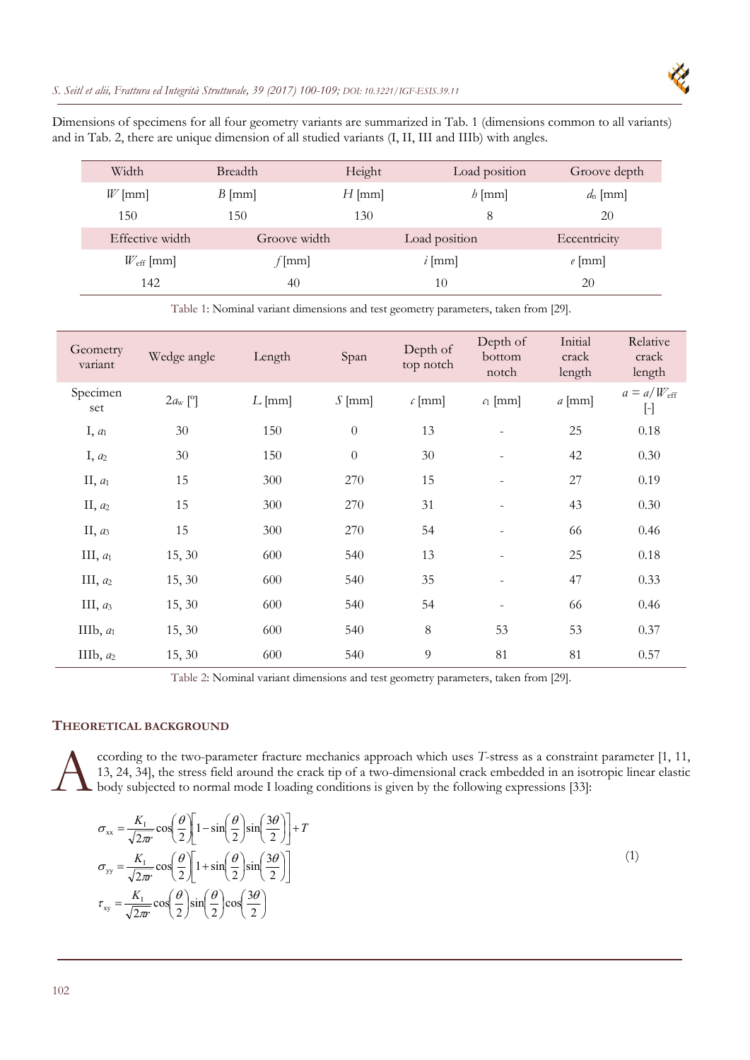Dimensions of specimens for all four geometry variants are summarized in Tab. 1 (dimensions common to all variants) and in Tab. 2, there are unique dimension of all studied variants (I, II, III and IIIb) with angles.

| Width | Breadth | Height | Load position | Groove depth |
|---|---|---|---|---|
| $W$ [mm] | $B$ [mm] | $H$ [mm] | $h$ [mm] | $d_n$ [mm] |
| 150 | 150 | 130 | 8 | 20 |
| **Effective width** | **Groove width** | **Load position** | **Eccentricity** | |
| $W_{eff}$ [mm] | $f$ [mm] | $i$ [mm] | $e$ [mm] | |
| 142 | 40 | 10 | 20 | |

Table 1: Nominal variant dimensions and test geometry parameters, taken from [29].

| Geometry variant | Wedge angle | Length | Span | Depth of top notch | Depth of bottom notch | Initial crack length | Relative crack length |
|---|---|---|---|---|---|---|---|
| Specimen set | $2a_w$ [°] | $L$ [mm] | $S$ [mm] | $c$ [mm] | $c_1$ [mm] | $a$ [mm] | $\alpha = a/W_{eff}$ [-] |
| I, $a_1$ | 30 | 150 | 0 | 13 | - | 25 | 0.18 |
| I, $a_2$ | 30 | 150 | 0 | 30 | - | 42 | 0.30 |
| II, $a_1$ | 15 | 300 | 270 | 15 | - | 27 | 0.19 |
| II, $a_2$ | 15 | 300 | 270 | 31 | - | 43 | 0.30 |
| II, $a_3$ | 15 | 300 | 270 | 54 | - | 66 | 0.46 |
| III, $a_1$ | 15, 30 | 600 | 540 | 13 | - | 25 | 0.18 |
| III, $a_2$ | 15, 30 | 600 | 540 | 35 | - | 47 | 0.33 |
| III, $a_3$ | 15, 30 | 600 | 540 | 54 | - | 66 | 0.46 |
| IIIb, $a_1$ | 15, 30 | 600 | 540 | 8 | 53 | 53 | 0.37 |
| IIIb, $a_2$ | 15, 30 | 600 | 540 | 9 | 81 | 81 | 0.57 |

Table 2: Nominal variant dimensions and test geometry parameters, taken from [29].

## THEORETICAL BACKGROUND

According to the two-parameter fracture mechanics approach which uses $T$-stress as a constraint parameter [1, 11, 13, 24, 34], the stress field around the crack tip of a two-dimensional crack embedded in an isotropic linear elastic body subjected to normal mode I loading conditions is given by the following expressions [33]:

$$\begin{aligned}
\sigma_{xx} &= \frac{K_I}{\sqrt{2\pi r}}\cos\left(\frac{\theta}{2}\right)\left[1-\sin\left(\frac{\theta}{2}\right)\sin\left(\frac{3\theta}{2}\right)\right]+T \\
\sigma_{yy} &= \frac{K_I}{\sqrt{2\pi r}}\cos\left(\frac{\theta}{2}\right)\left[1+\sin\left(\frac{\theta}{2}\right)\sin\left(\frac{3\theta}{2}\right)\right] \\
\tau_{xy} &= \frac{K_I}{\sqrt{2\pi r}}\cos\left(\frac{\theta}{2}\right)\sin\left(\frac{\theta}{2}\right)\cos\left(\frac{3\theta}{2}\right)
\end{aligned} \tag{1}$$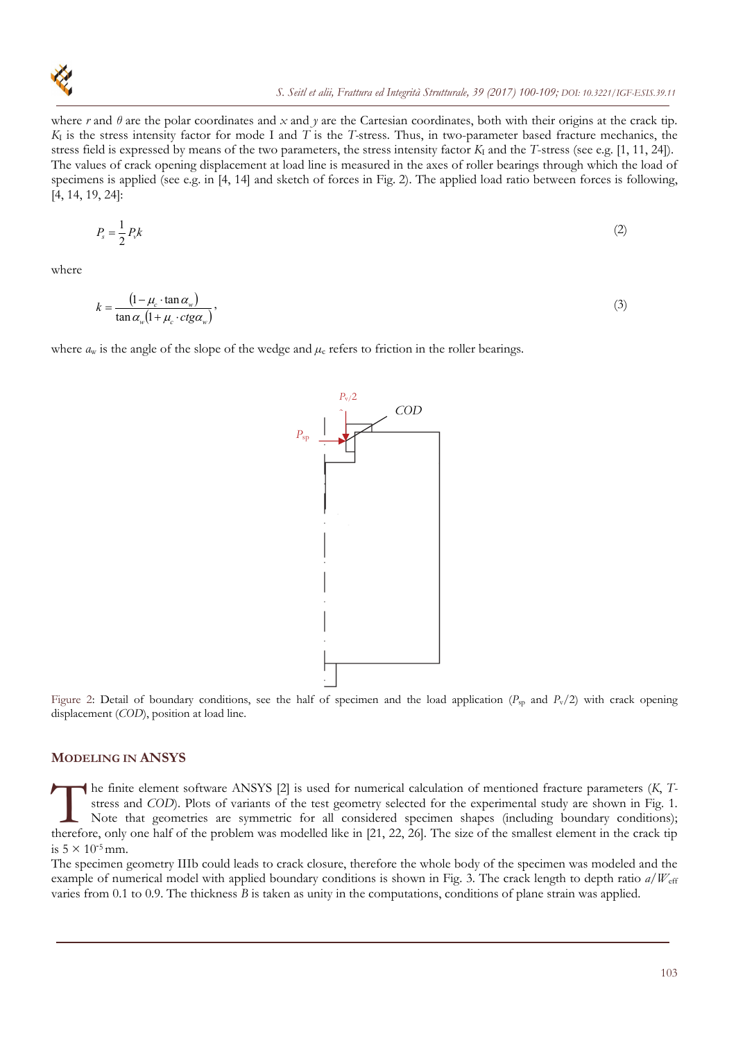where $r$ and $\theta$ are the polar coordinates and $x$ and $y$ are the Cartesian coordinates, both with their origins at the crack tip. $K_I$ is the stress intensity factor for mode I and $T$ is the $T$-stress. Thus, in two-parameter based fracture mechanics, the stress field is expressed by means of the two parameters, the stress intensity factor $K_I$ and the $T$-stress (see e.g. [1, 11, 24]). The values of crack opening displacement at load line is measured in the axes of roller bearings through which the load of specimens is applied (see e.g. in [4, 14] and sketch of forces in Fig. 2). The applied load ratio between forces is following, [4, 14, 19, 24]:

$$P_s = \frac{1}{2} P_v k \tag{2}$$

where

$$k = \frac{(1 - \mu_c \cdot \tan \alpha_w)}{\tan \alpha_w (1 + \mu_c \cdot ctg\alpha_w)}, \tag{3}$$

where $a_w$ is the angle of the slope of the wedge and $\mu_c$ refers to friction in the roller bearings.

Figure 2: Detail of boundary conditions, see the half of specimen and the load application ($P_{sp}$ and $P_v/2$) with crack opening displacement (*COD*), position at load line.

## MODELING IN ANSYS

The finite element software ANSYS [2] is used for numerical calculation of mentioned fracture parameters ($K$, $T$-stress and *COD*). Plots of variants of the test geometry selected for the experimental study are shown in Fig. 1. Note that geometries are symmetric for all considered specimen shapes (including boundary conditions); therefore, only one half of the problem was modelled like in [21, 22, 26]. The size of the smallest element in the crack tip is $5 \times 10^{-5}$ mm.

The specimen geometry IIIb could leads to crack closure, therefore the whole body of the specimen was modeled and the example of numerical model with applied boundary conditions is shown in Fig. 3. The crack length to depth ratio $a/W_{eff}$ varies from 0.1 to 0.9. The thickness $B$ is taken as unity in the computations, conditions of plane strain was applied.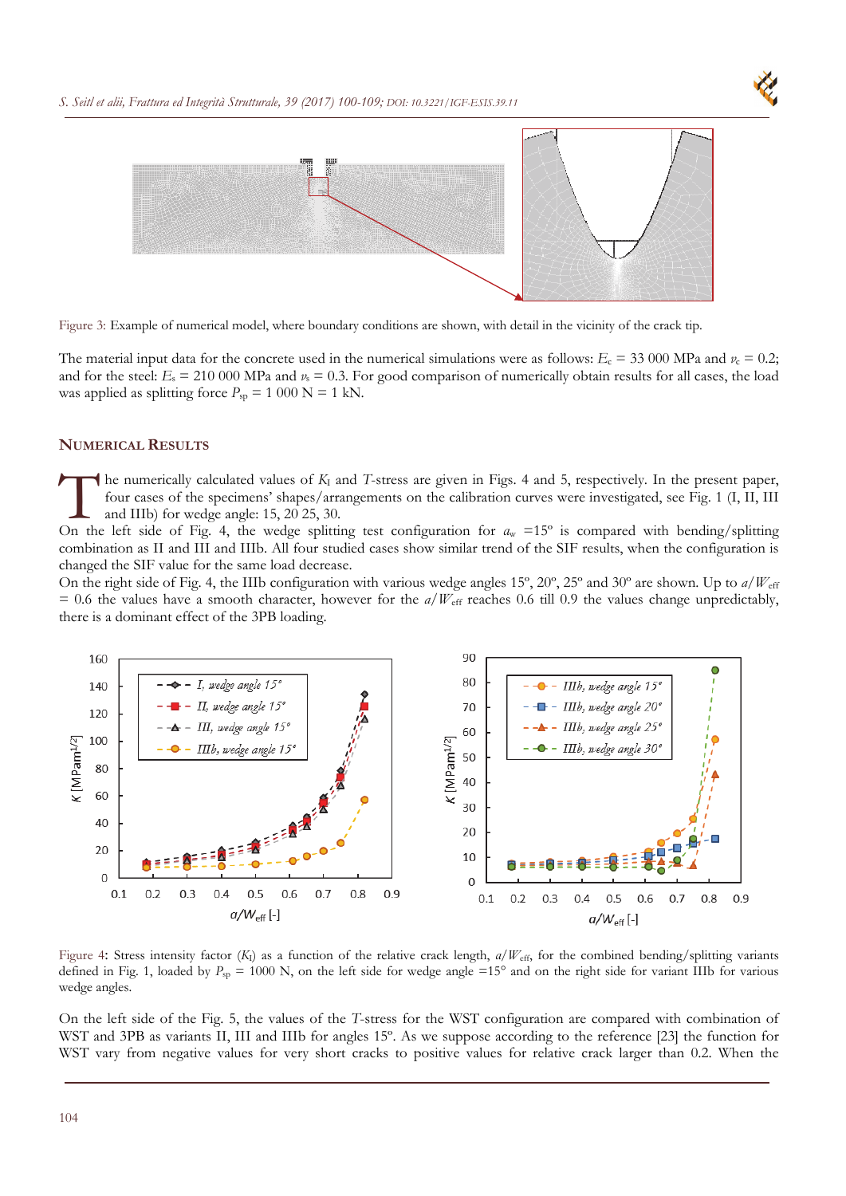Figure 3: Example of numerical model, where boundary conditions are shown, with detail in the vicinity of the crack tip.

The material input data for the concrete used in the numerical simulations were as follows: $E_c$ = 33 000 MPa and $\nu_c$ = 0.2; and for the steel: $E_s$ = 210 000 MPa and $\nu_s$ = 0.3. For good comparison of numerically obtain results for all cases, the load was applied as splitting force $P_{sp}$ = 1 000 N = 1 kN.

## NUMERICAL RESULTS

The numerically calculated values of $K_I$ and $T$-stress are given in Figs. 4 and 5, respectively. In the present paper, four cases of the specimens' shapes/arrangements on the calibration curves were investigated, see Fig. 1 (I, II, III and IIIb) for wedge angle: 15, 20 25, 30.

On the left side of Fig. 4, the wedge splitting test configuration for $a_w$ =15º is compared with bending/splitting combination as II and III and IIIb. All four studied cases show similar trend of the SIF results, when the configuration is changed the SIF value for the same load decrease.

On the right side of Fig. 4, the IIIb configuration with various wedge angles 15º, 20º, 25º and 30º are shown. Up to $a/W_{eff}$ = 0.6 the values have a smooth character, however for the $a/W_{eff}$ reaches 0.6 till 0.9 the values change unpredictably, there is a dominant effect of the 3PB loading.

Figure 4: Stress intensity factor ($K_I$) as a function of the relative crack length, $a/W_{eff}$, for the combined bending/splitting variants defined in Fig. 1, loaded by $P_{sp}$ = 1000 N, on the left side for wedge angle =15° and on the right side for variant IIIb for various wedge angles.

On the left side of the Fig. 5, the values of the $T$-stress for the WST configuration are compared with combination of WST and 3PB as variants II, III and IIIb for angles 15º. As we suppose according to the reference [23] the function for WST vary from negative values for very short cracks to positive values for relative crack larger than 0.2. When the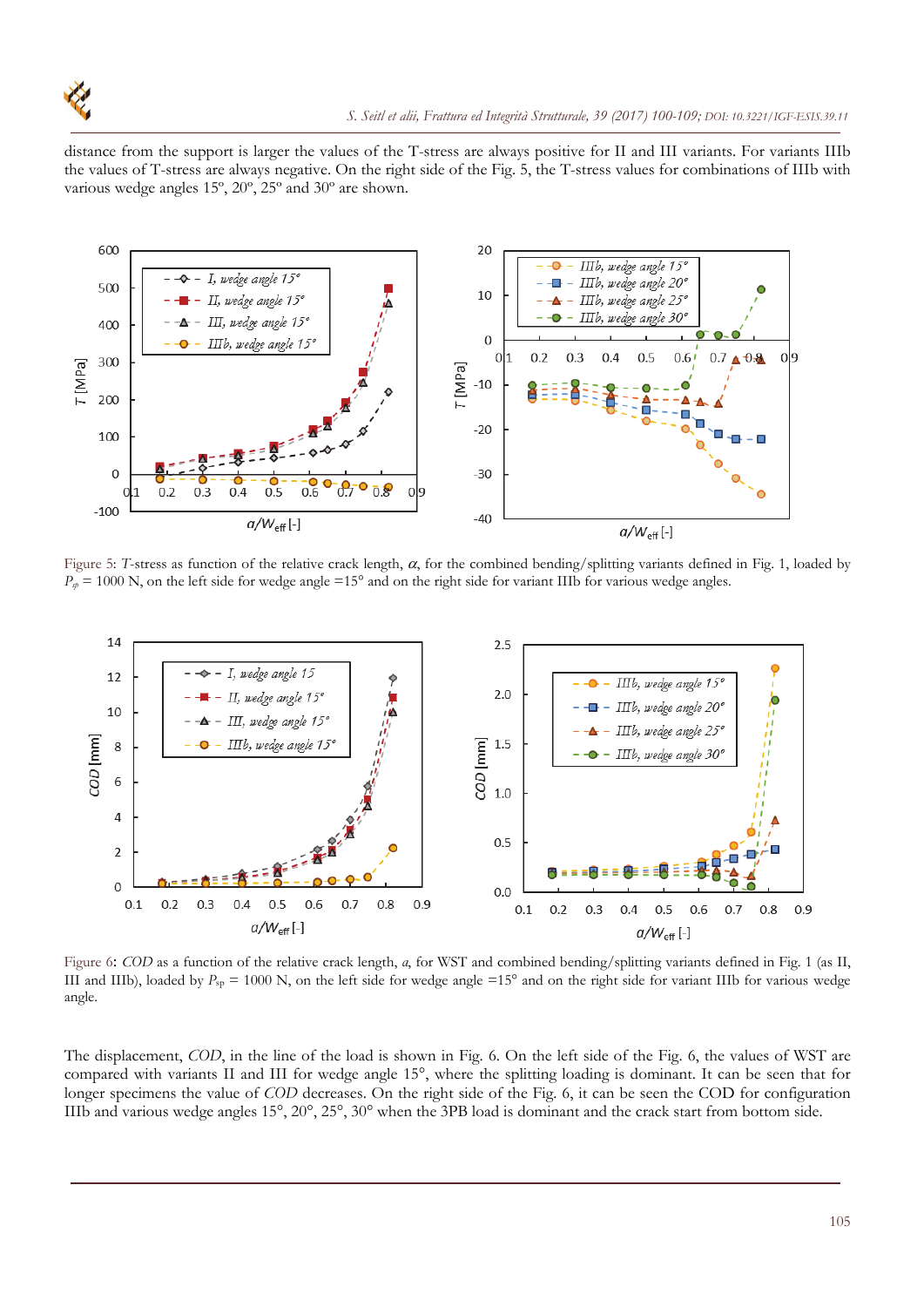distance from the support is larger the values of the T-stress are always positive for II and III variants. For variants IIIb the values of T-stress are always negative. On the right side of the Fig. 5, the T-stress values for combinations of IIIb with various wedge angles 15º, 20º, 25º and 30º are shown.

Figure 5: *T*-stress as function of the relative crack length, $\alpha$, for the combined bending/splitting variants defined in Fig. 1, loaded by $P_{sp}$ = 1000 N, on the left side for wedge angle =15° and on the right side for variant IIIb for various wedge angles.

Figure 6: *COD* as a function of the relative crack length, $a$, for WST and combined bending/splitting variants defined in Fig. 1 (as II, III and IIIb), loaded by $P_{sp}$ = 1000 N, on the left side for wedge angle =15° and on the right side for variant IIIb for various wedge angle.

The displacement, *COD*, in the line of the load is shown in Fig. 6. On the left side of the Fig. 6, the values of WST are compared with variants II and III for wedge angle 15°, where the splitting loading is dominant. It can be seen that for longer specimens the value of *COD* decreases. On the right side of the Fig. 6, it can be seen the COD for configuration IIIb and various wedge angles 15°, 20°, 25°, 30° when the 3PB load is dominant and the crack start from bottom side.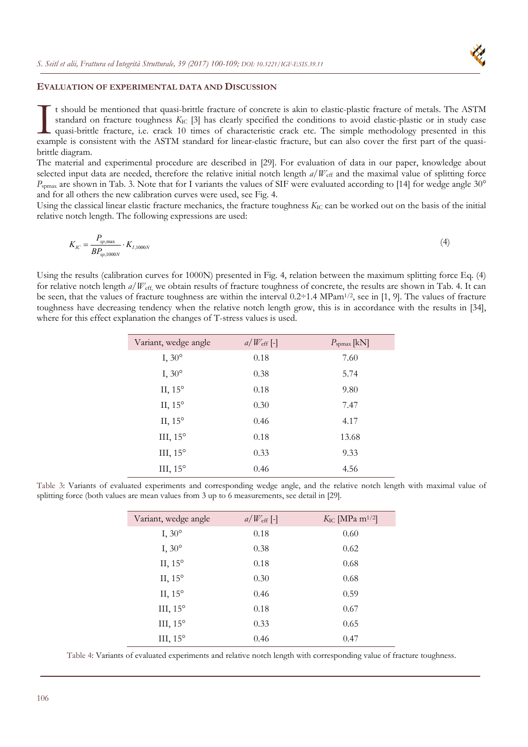## EVALUATION OF EXPERIMENTAL DATA AND DISCUSSION

It should be mentioned that quasi-brittle fracture of concrete is akin to elastic-plastic fracture of metals. The ASTM standard on fracture toughness $K_{IC}$ [3] has clearly specified the conditions to avoid elastic-plastic or in study case quasi-brittle fracture, i.e. crack 10 times of characteristic crack etc. The simple methodology presented in this example is consistent with the ASTM standard for linear-elastic fracture, but can also cover the first part of the quasi-brittle diagram.

The material and experimental procedure are described in [29]. For evaluation of data in our paper, knowledge about selected input data are needed, therefore the relative initial notch length $a/W_{eff}$ and the maximal value of splitting force $P_{spmax}$ are shown in Tab. 3. Note that for I variants the values of SIF were evaluated according to [14] for wedge angle 30° and for all others the new calibration curves were used, see Fig. 4.

Using the classical linear elastic fracture mechanics, the fracture toughness $K_{IC}$ can be worked out on the basis of the initial relative notch length. The following expressions are used:

$$K_{IC} = \frac{P_{sp,\max}}{BP_{sp,1000N}} \cdot K_{I,1000N} \tag{4}$$

Using the results (calibration curves for 1000N) presented in Fig. 4, relation between the maximum splitting force Eq. (4) for relative notch length $a/W_{eff}$, we obtain results of fracture toughness of concrete, the results are shown in Tab. 4. It can be seen, that the values of fracture toughness are within the interval 0.2÷1.4 MPam$^{1/2}$, see in [1, 9]. The values of fracture toughness have decreasing tendency when the relative notch length grow, this is in accordance with the results in [34], where for this effect explanation the changes of T-stress values is used.

| Variant, wedge angle | $a/W_{eff}$ [-] | $P_{spmax}$ [kN] |
|---|---|---|
| I, 30° | 0.18 | 7.60 |
| I, 30° | 0.38 | 5.74 |
| II, 15° | 0.18 | 9.80 |
| II, 15° | 0.30 | 7.47 |
| II, 15° | 0.46 | 4.17 |
| III, 15° | 0.18 | 13.68 |
| III, 15° | 0.33 | 9.33 |
| III, 15° | 0.46 | 4.56 |

Table 3: Variants of evaluated experiments and corresponding wedge angle, and the relative notch length with maximal value of splitting force (both values are mean values from 3 up to 6 measurements, see detail in [29].

| Variant, wedge angle | $a/W_{eff}$ [-] | $K_{IC}$ [MPa m$^{1/2}$] |
|---|---|---|
| I, 30° | 0.18 | 0.60 |
| I, 30° | 0.38 | 0.62 |
| II, 15° | 0.18 | 0.68 |
| II, 15° | 0.30 | 0.68 |
| II, 15° | 0.46 | 0.59 |
| III, 15° | 0.18 | 0.67 |
| III, 15° | 0.33 | 0.65 |
| III, 15° | 0.46 | 0.47 |

Table 4: Variants of evaluated experiments and relative notch length with corresponding value of fracture toughness.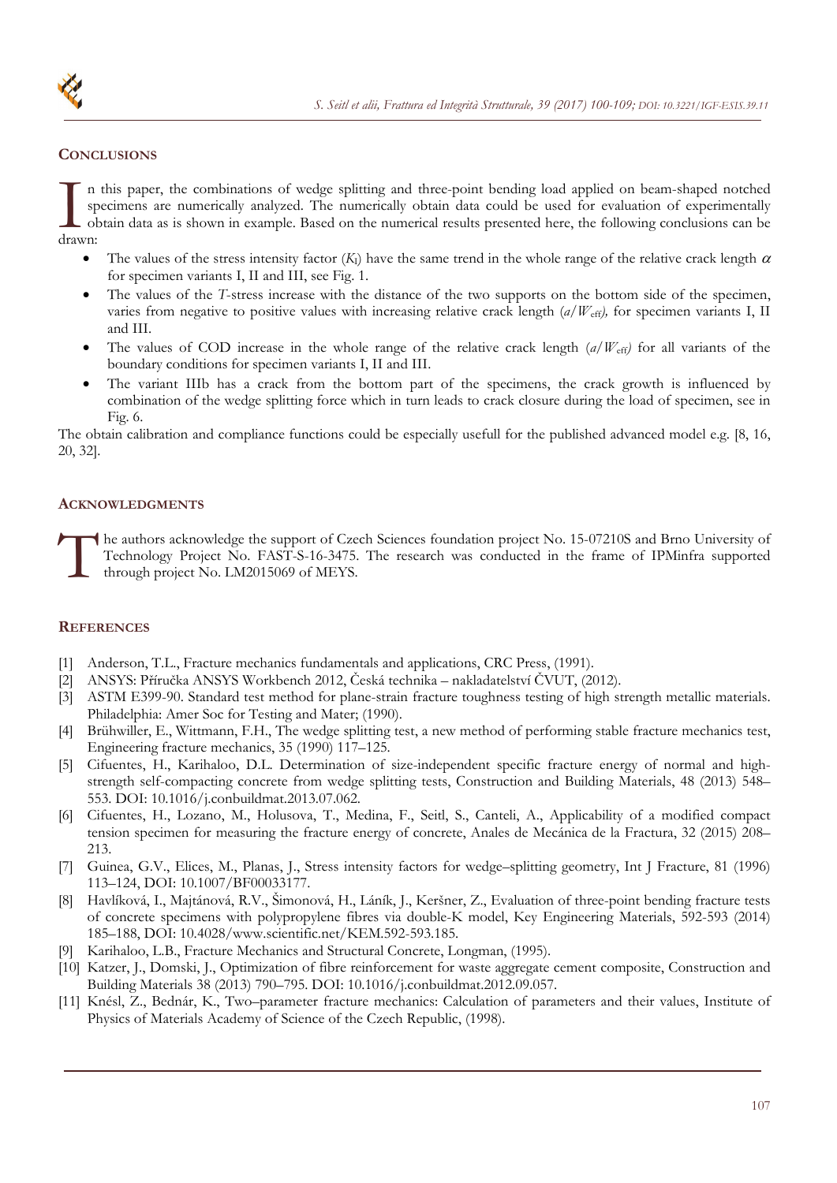## CONCLUSIONS

In this paper, the combinations of wedge splitting and three-point bending load applied on beam-shaped notched specimens are numerically analyzed. The numerically obtain data could be used for evaluation of experimentally obtain data as is shown in example. Based on the numerical results presented here, the following conclusions can be drawn:

- The values of the stress intensity factor ($K_I$) have the same trend in the whole range of the relative crack length $\alpha$ for specimen variants I, II and III, see Fig. 1.
- The values of the *T*-stress increase with the distance of the two supports on the bottom side of the specimen, varies from negative to positive values with increasing relative crack length ($a/W_{eff}$), for specimen variants I, II and III.
- The values of COD increase in the whole range of the relative crack length ($a/W_{eff}$) for all variants of the boundary conditions for specimen variants I, II and III.
- The variant IIIb has a crack from the bottom part of the specimens, the crack growth is influenced by combination of the wedge splitting force which in turn leads to crack closure during the load of specimen, see in Fig. 6.

The obtain calibration and compliance functions could be especially usefull for the published advanced model e.g. [8, 16, 20, 32].

## ACKNOWLEDGMENTS

The authors acknowledge the support of Czech Sciences foundation project No. 15-07210S and Brno University of Technology Project No. FAST-S-16-3475. The research was conducted in the frame of IPMinfra supported through project No. LM2015069 of MEYS.

## REFERENCES

[1] Anderson, T.L., Fracture mechanics fundamentals and applications, CRC Press, (1991).
[2] ANSYS: Příručka ANSYS Workbench 2012, Česká technika – nakladatelství ČVUT, (2012).
[3] ASTM E399-90. Standard test method for plane-strain fracture toughness testing of high strength metallic materials. Philadelphia: Amer Soc for Testing and Mater; (1990).
[4] Brühwiller, E., Wittmann, F.H., The wedge splitting test, a new method of performing stable fracture mechanics test, Engineering fracture mechanics, 35 (1990) 117–125.
[5] Cifuentes, H., Karihaloo, D.L. Determination of size-independent specific fracture energy of normal and high-strength self-compacting concrete from wedge splitting tests, Construction and Building Materials, 48 (2013) 548–553. DOI: 10.1016/j.conbuildmat.2013.07.062.
[6] Cifuentes, H., Lozano, M., Holusova, T., Medina, F., Seitl, S., Canteli, A., Applicability of a modified compact tension specimen for measuring the fracture energy of concrete, Anales de Mecánica de la Fractura, 32 (2015) 208–213.
[7] Guinea, G.V., Elices, M., Planas, J., Stress intensity factors for wedge–splitting geometry, Int J Fracture, 81 (1996) 113–124, DOI: 10.1007/BF00033177.
[8] Havlíková, I., Majtánová, R.V., Šimonová, H., Láník, J., Keršner, Z., Evaluation of three-point bending fracture tests of concrete specimens with polypropylene fibres via double-K model, Key Engineering Materials, 592-593 (2014) 185–188, DOI: 10.4028/www.scientific.net/KEM.592-593.185.
[9] Karihaloo, L.B., Fracture Mechanics and Structural Concrete, Longman, (1995).
[10] Katzer, J., Domski, J., Optimization of fibre reinforcement for waste aggregate cement composite, Construction and Building Materials 38 (2013) 790–795. DOI: 10.1016/j.conbuildmat.2012.09.057.
[11] Knésl, Z., Bednár, K., Two–parameter fracture mechanics: Calculation of parameters and their values, Institute of Physics of Materials Academy of Science of the Czech Republic, (1998).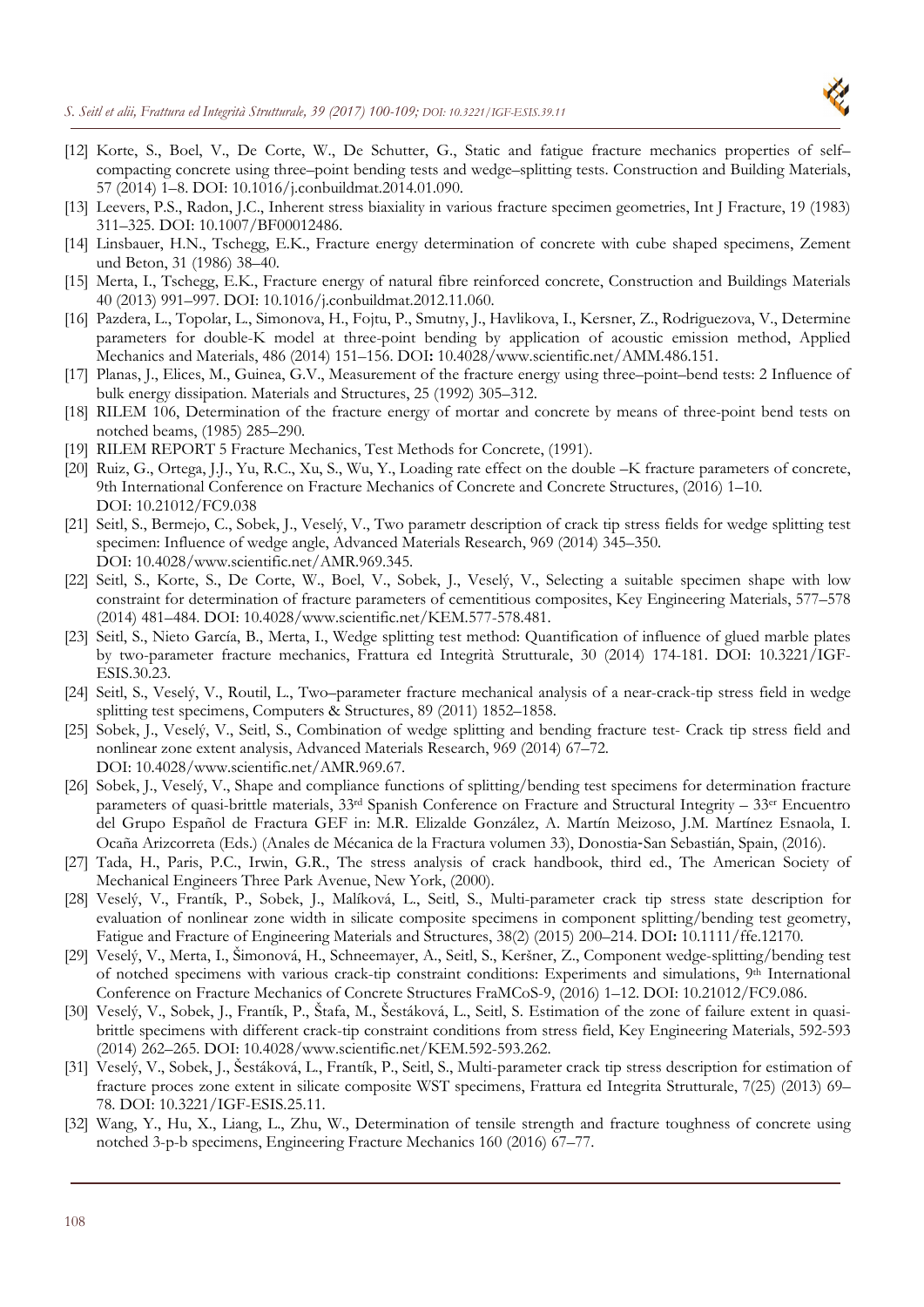[12] Korte, S., Boel, V., De Corte, W., De Schutter, G., Static and fatigue fracture mechanics properties of self–compacting concrete using three–point bending tests and wedge–splitting tests. Construction and Building Materials, 57 (2014) 1–8. DOI: 10.1016/j.conbuildmat.2014.01.090.

[13] Leevers, P.S., Radon, J.C., Inherent stress biaxiality in various fracture specimen geometries, Int J Fracture, 19 (1983) 311–325. DOI: 10.1007/BF00012486.

[14] Linsbauer, H.N., Tschegg, E.K., Fracture energy determination of concrete with cube shaped specimens, Zement und Beton, 31 (1986) 38–40.

[15] Merta, I., Tschegg, E.K., Fracture energy of natural fibre reinforced concrete, Construction and Buildings Materials 40 (2013) 991–997. DOI: 10.1016/j.conbuildmat.2012.11.060.

[16] Pazdera, L., Topolar, L., Simonova, H., Fojtu, P., Smutny, J., Havlikova, I., Kersner, Z., Rodriguezova, V., Determine parameters for double-K model at three-point bending by application of acoustic emission method, Applied Mechanics and Materials, 486 (2014) 151–156. DOI: 10.4028/www.scientific.net/AMM.486.151.

[17] Planas, J., Elices, M., Guinea, G.V., Measurement of the fracture energy using three–point–bend tests: 2 Influence of bulk energy dissipation. Materials and Structures, 25 (1992) 305–312.

[18] RILEM 106, Determination of the fracture energy of mortar and concrete by means of three-point bend tests on notched beams, (1985) 285–290.

[19] RILEM REPORT 5 Fracture Mechanics, Test Methods for Concrete, (1991).

[20] Ruiz, G., Ortega, J.J., Yu, R.C., Xu, S., Wu, Y., Loading rate effect on the double –K fracture parameters of concrete, 9th International Conference on Fracture Mechanics of Concrete and Concrete Structures, (2016) 1–10. DOI: 10.21012/FC9.038

[21] Seitl, S., Bermejo, C., Sobek, J., Veselý, V., Two parametr description of crack tip stress fields for wedge splitting test specimen: Influence of wedge angle, Advanced Materials Research, 969 (2014) 345–350. DOI: 10.4028/www.scientific.net/AMR.969.345.

[22] Seitl, S., Korte, S., De Corte, W., Boel, V., Sobek, J., Veselý, V., Selecting a suitable specimen shape with low constraint for determination of fracture parameters of cementitious composites, Key Engineering Materials, 577–578 (2014) 481–484. DOI: 10.4028/www.scientific.net/KEM.577-578.481.

[23] Seitl, S., Nieto García, B., Merta, I., Wedge splitting test method: Quantification of influence of glued marble plates by two-parameter fracture mechanics, Frattura ed Integrità Strutturale, 30 (2014) 174-181. DOI: 10.3221/IGF-ESIS.30.23.

[24] Seitl, S., Veselý, V., Routil, L., Two–parameter fracture mechanical analysis of a near-crack-tip stress field in wedge splitting test specimens, Computers & Structures, 89 (2011) 1852–1858.

[25] Sobek, J., Veselý, V., Seitl, S., Combination of wedge splitting and bending fracture test- Crack tip stress field and nonlinear zone extent analysis, Advanced Materials Research, 969 (2014) 67–72. DOI: 10.4028/www.scientific.net/AMR.969.67.

[26] Sobek, J., Veselý, V., Shape and compliance functions of splitting/bending test specimens for determination fracture parameters of quasi-brittle materials, 33rd Spanish Conference on Fracture and Structural Integrity – 33er Encuentro del Grupo Español de Fractura GEF in: M.R. Elizalde González, A. Martín Meizoso, J.M. Martínez Esnaola, I. Ocaña Arizcorreta (Eds.) (Anales de Mécanica de la Fractura volumen 33), Donostia-San Sebastián, Spain, (2016).

[27] Tada, H., Paris, P.C., Irwin, G.R., The stress analysis of crack handbook, third ed., The American Society of Mechanical Engineers Three Park Avenue, New York, (2000).

[28] Veselý, V., Frantík, P., Sobek, J., Malíková, L., Seitl, S., Multi-parameter crack tip stress state description for evaluation of nonlinear zone width in silicate composite specimens in component splitting/bending test geometry, Fatigue and Fracture of Engineering Materials and Structures, 38(2) (2015) 200–214. DOI: 10.1111/ffe.12170.

[29] Veselý, V., Merta, I., Šimonová, H., Schneemayer, A., Seitl, S., Keršner, Z., Component wedge-splitting/bending test of notched specimens with various crack-tip constraint conditions: Experiments and simulations, 9th International Conference on Fracture Mechanics of Concrete Structures FraMCoS-9, (2016) 1–12. DOI: 10.21012/FC9.086.

[30] Veselý, V., Sobek, J., Frantík, P., Štafa, M., Šestáková, L., Seitl, S. Estimation of the zone of failure extent in quasi-brittle specimens with different crack-tip constraint conditions from stress field, Key Engineering Materials, 592-593 (2014) 262–265. DOI: 10.4028/www.scientific.net/KEM.592-593.262.

[31] Veselý, V., Sobek, J., Šestáková, L., Frantík, P., Seitl, S., Multi-parameter crack tip stress description for estimation of fracture proces zone extent in silicate composite WST specimens, Frattura ed Integrita Strutturale, 7(25) (2013) 69–78. DOI: 10.3221/IGF-ESIS.25.11.

[32] Wang, Y., Hu, X., Liang, L., Zhu, W., Determination of tensile strength and fracture toughness of concrete using notched 3-p-b specimens, Engineering Fracture Mechanics 160 (2016) 67–77.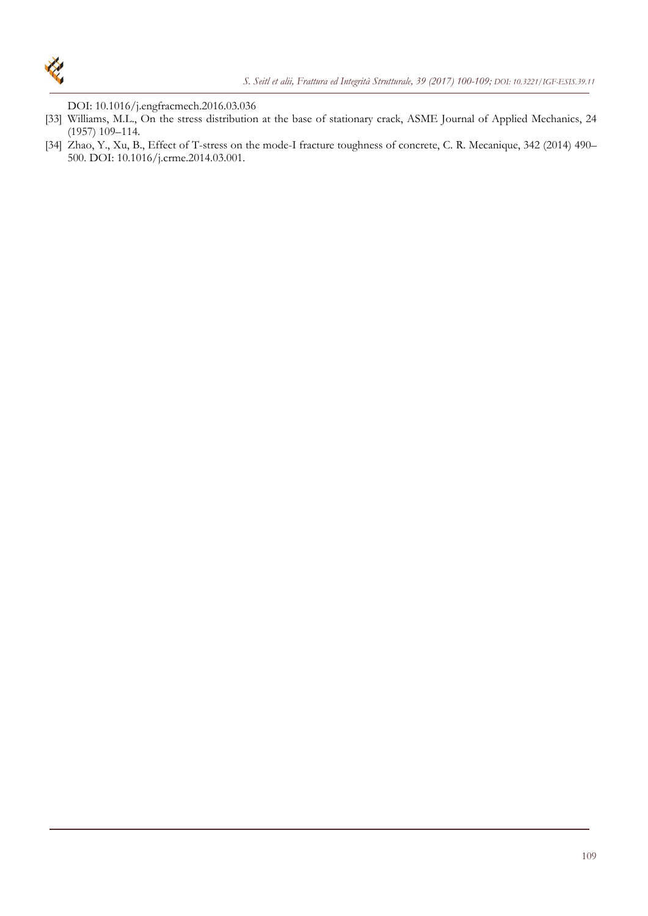DOI: 10.1016/j.engfracmech.2016.03.036

[33] Williams, M.L., On the stress distribution at the base of stationary crack, ASME Journal of Applied Mechanics, 24 (1957) 109–114.

[34] Zhao, Y., Xu, B., Effect of T-stress on the mode-I fracture toughness of concrete, C. R. Mecanique, 342 (2014) 490–500. DOI: 10.1016/j.crme.2014.03.001.